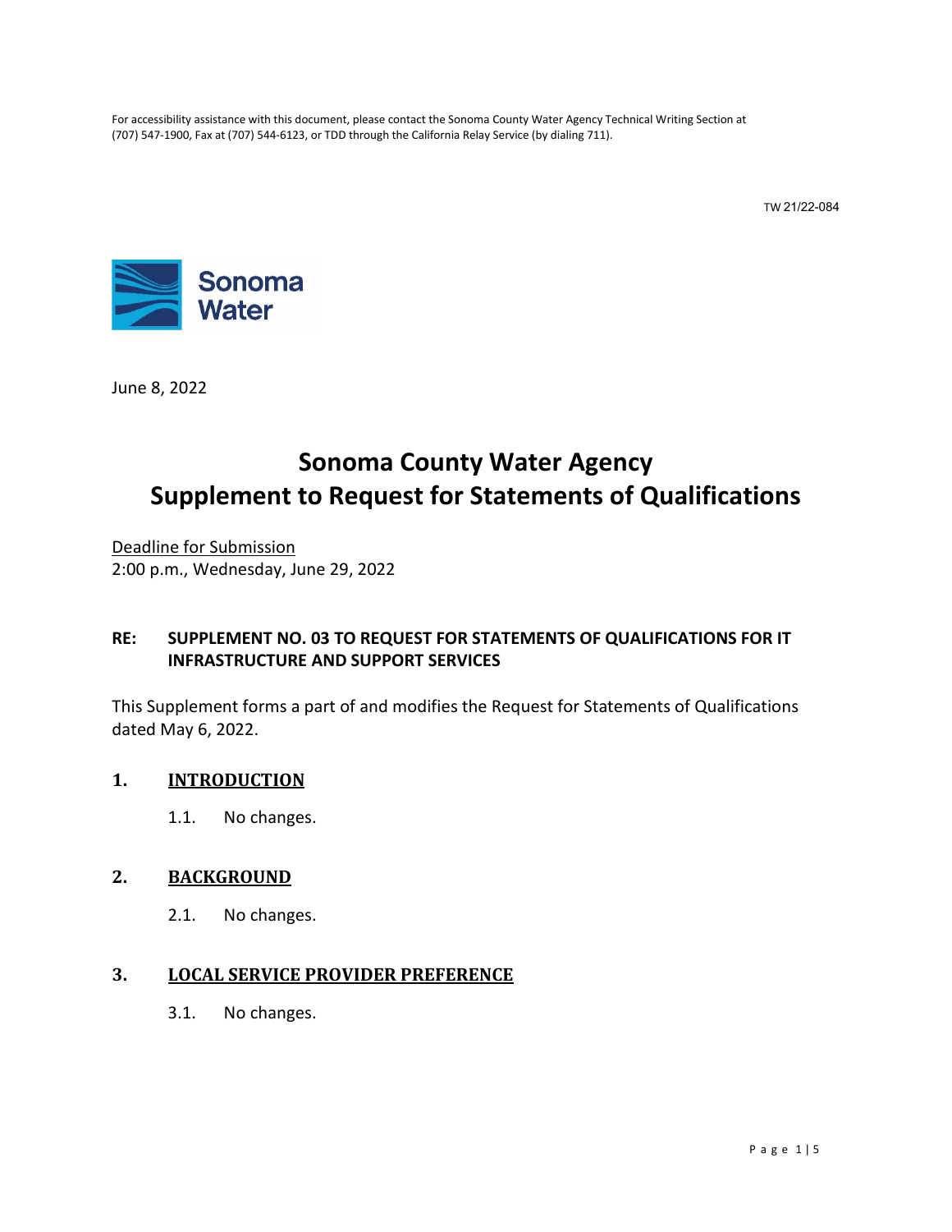For accessibility assistance with this document, please contact the Sonoma County Water Agency Technical Writing Section at (707) 547-1900, Fax at (707) 544-6123, or TDD through the California Relay Service (by dialing 711).

TW 21/22-084

Sonoma Water

June 8, 2022

# Sonoma County Water Agency
# Supplement to Request for Statements of Qualifications

Deadline for Submission
2:00 p.m., Wednesday, June 29, 2022

**RE: SUPPLEMENT NO. 03 TO REQUEST FOR STATEMENTS OF QUALIFICATIONS FOR IT INFRASTRUCTURE AND SUPPORT SERVICES**

This Supplement forms a part of and modifies the Request for Statements of Qualifications dated May 6, 2022.

## 1. INTRODUCTION

1.1. No changes.

## 2. BACKGROUND

2.1. No changes.

## 3. LOCAL SERVICE PROVIDER PREFERENCE

3.1. No changes.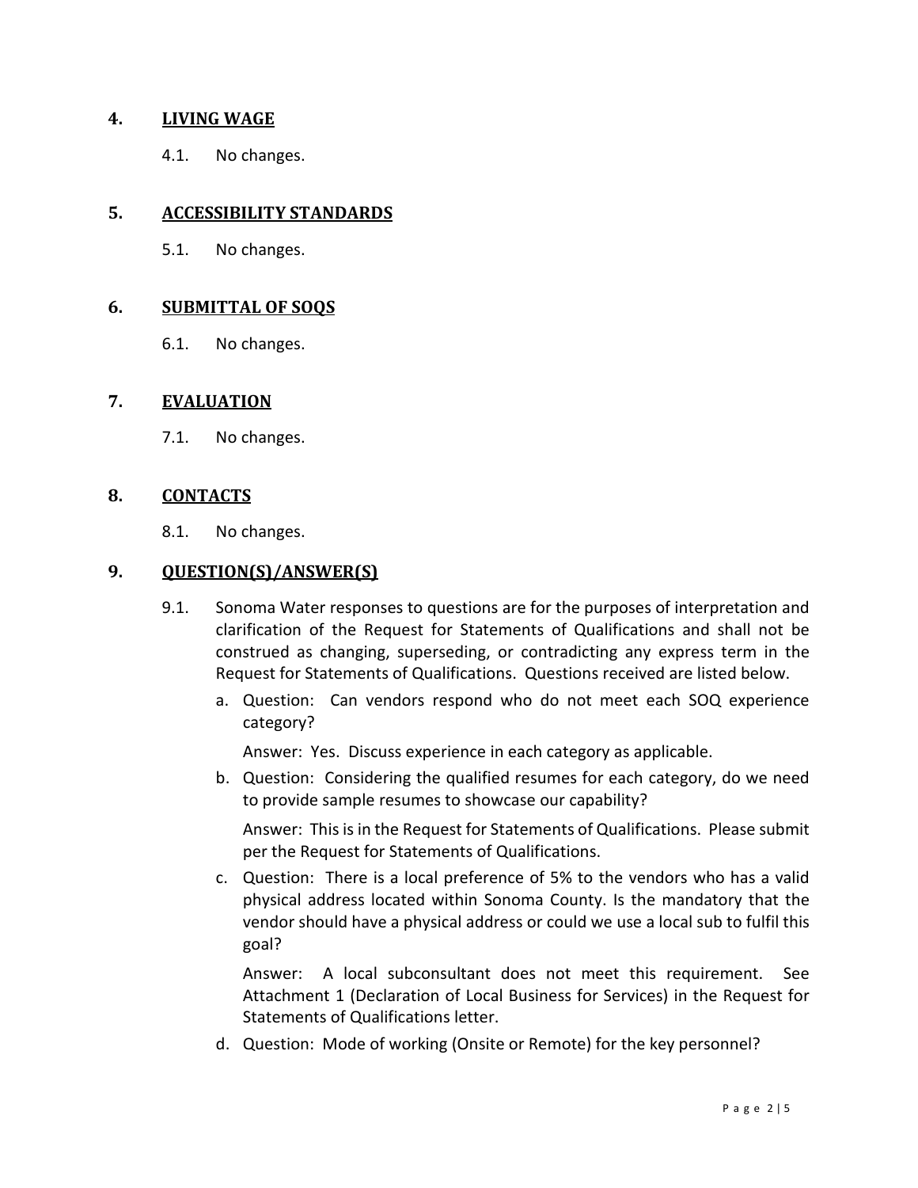## 4. LIVING WAGE

4.1. No changes.

## 5. ACCESSIBILITY STANDARDS

5.1. No changes.

## 6. SUBMITTAL OF SOQS

6.1. No changes.

## 7. EVALUATION

7.1. No changes.

## 8. CONTACTS

8.1. No changes.

## 9. QUESTION(S)/ANSWER(S)

9.1. Sonoma Water responses to questions are for the purposes of interpretation and clarification of the Request for Statements of Qualifications and shall not be construed as changing, superseding, or contradicting any express term in the Request for Statements of Qualifications. Questions received are listed below.

a. Question: Can vendors respond who do not meet each SOQ experience category?

   Answer: Yes. Discuss experience in each category as applicable.

b. Question: Considering the qualified resumes for each category, do we need to provide sample resumes to showcase our capability?

   Answer: This is in the Request for Statements of Qualifications. Please submit per the Request for Statements of Qualifications.

c. Question: There is a local preference of 5% to the vendors who has a valid physical address located within Sonoma County. Is the mandatory that the vendor should have a physical address or could we use a local sub to fulfil this goal?

   Answer: A local subconsultant does not meet this requirement. See Attachment 1 (Declaration of Local Business for Services) in the Request for Statements of Qualifications letter.

d. Question: Mode of working (Onsite or Remote) for the key personnel?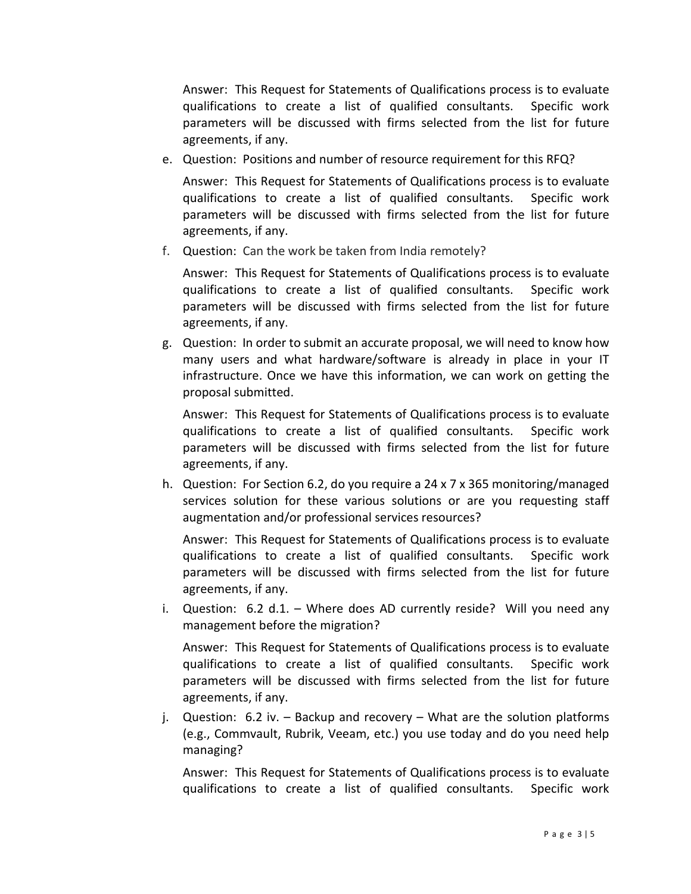Answer: This Request for Statements of Qualifications process is to evaluate qualifications to create a list of qualified consultants. Specific work parameters will be discussed with firms selected from the list for future agreements, if any.

e. Question: Positions and number of resource requirement for this RFQ?

   Answer: This Request for Statements of Qualifications process is to evaluate qualifications to create a list of qualified consultants. Specific work parameters will be discussed with firms selected from the list for future agreements, if any.

f. Question: Can the work be taken from India remotely?

   Answer: This Request for Statements of Qualifications process is to evaluate qualifications to create a list of qualified consultants. Specific work parameters will be discussed with firms selected from the list for future agreements, if any.

g. Question: In order to submit an accurate proposal, we will need to know how many users and what hardware/software is already in place in your IT infrastructure. Once we have this information, we can work on getting the proposal submitted.

   Answer: This Request for Statements of Qualifications process is to evaluate qualifications to create a list of qualified consultants. Specific work parameters will be discussed with firms selected from the list for future agreements, if any.

h. Question: For Section 6.2, do you require a 24 x 7 x 365 monitoring/managed services solution for these various solutions or are you requesting staff augmentation and/or professional services resources?

   Answer: This Request for Statements of Qualifications process is to evaluate qualifications to create a list of qualified consultants. Specific work parameters will be discussed with firms selected from the list for future agreements, if any.

i. Question: 6.2 d.1. – Where does AD currently reside? Will you need any management before the migration?

   Answer: This Request for Statements of Qualifications process is to evaluate qualifications to create a list of qualified consultants. Specific work parameters will be discussed with firms selected from the list for future agreements, if any.

j. Question: 6.2 iv. – Backup and recovery – What are the solution platforms (e.g., Commvault, Rubrik, Veeam, etc.) you use today and do you need help managing?

   Answer: This Request for Statements of Qualifications process is to evaluate qualifications to create a list of qualified consultants. Specific work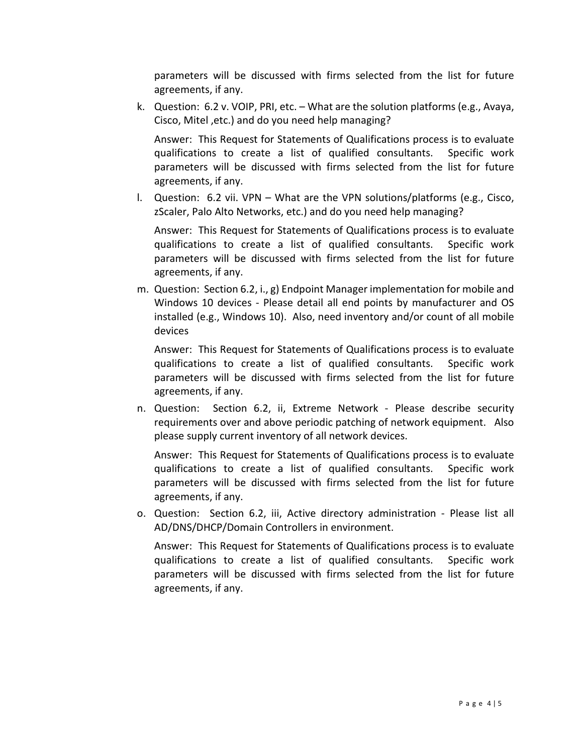parameters will be discussed with firms selected from the list for future agreements, if any.

k. Question: 6.2 v. VOIP, PRI, etc. – What are the solution platforms (e.g., Avaya, Cisco, Mitel ,etc.) and do you need help managing?

   Answer: This Request for Statements of Qualifications process is to evaluate qualifications to create a list of qualified consultants. Specific work parameters will be discussed with firms selected from the list for future agreements, if any.

l. Question: 6.2 vii. VPN – What are the VPN solutions/platforms (e.g., Cisco, zScaler, Palo Alto Networks, etc.) and do you need help managing?

   Answer: This Request for Statements of Qualifications process is to evaluate qualifications to create a list of qualified consultants. Specific work parameters will be discussed with firms selected from the list for future agreements, if any.

m. Question: Section 6.2, i., g) Endpoint Manager implementation for mobile and Windows 10 devices - Please detail all end points by manufacturer and OS installed (e.g., Windows 10). Also, need inventory and/or count of all mobile devices

   Answer: This Request for Statements of Qualifications process is to evaluate qualifications to create a list of qualified consultants. Specific work parameters will be discussed with firms selected from the list for future agreements, if any.

n. Question: Section 6.2, ii, Extreme Network - Please describe security requirements over and above periodic patching of network equipment. Also please supply current inventory of all network devices.

   Answer: This Request for Statements of Qualifications process is to evaluate qualifications to create a list of qualified consultants. Specific work parameters will be discussed with firms selected from the list for future agreements, if any.

o. Question: Section 6.2, iii, Active directory administration - Please list all AD/DNS/DHCP/Domain Controllers in environment.

   Answer: This Request for Statements of Qualifications process is to evaluate qualifications to create a list of qualified consultants. Specific work parameters will be discussed with firms selected from the list for future agreements, if any.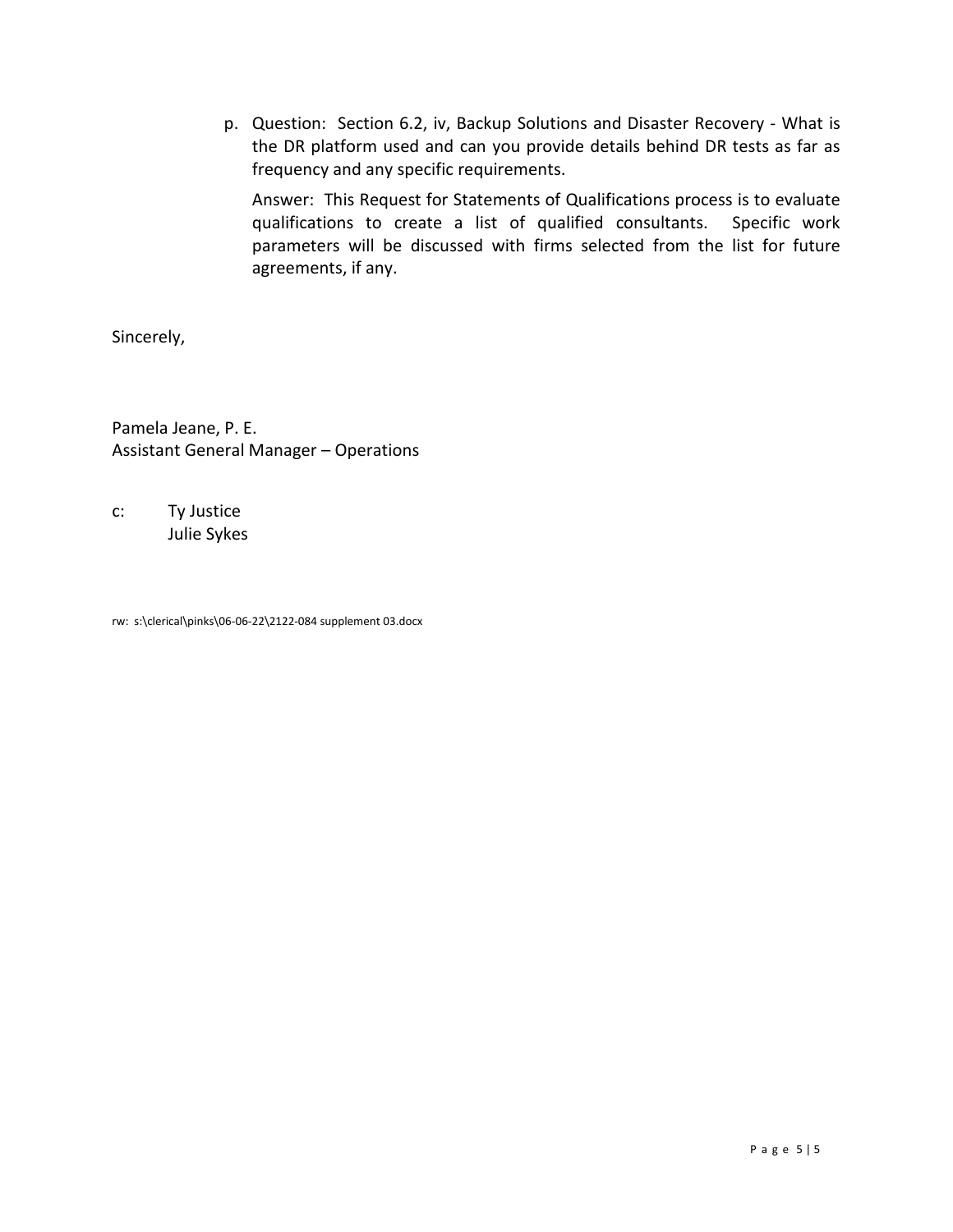p. Question: Section 6.2, iv, Backup Solutions and Disaster Recovery - What is the DR platform used and can you provide details behind DR tests as far as frequency and any specific requirements.

   Answer: This Request for Statements of Qualifications process is to evaluate qualifications to create a list of qualified consultants. Specific work parameters will be discussed with firms selected from the list for future agreements, if any.

Sincerely,

Pamela Jeane, P. E.
Assistant General Manager – Operations

c: Ty Justice
   Julie Sykes

rw: s:\clerical\pinks\06-06-22\2122-084 supplement 03.docx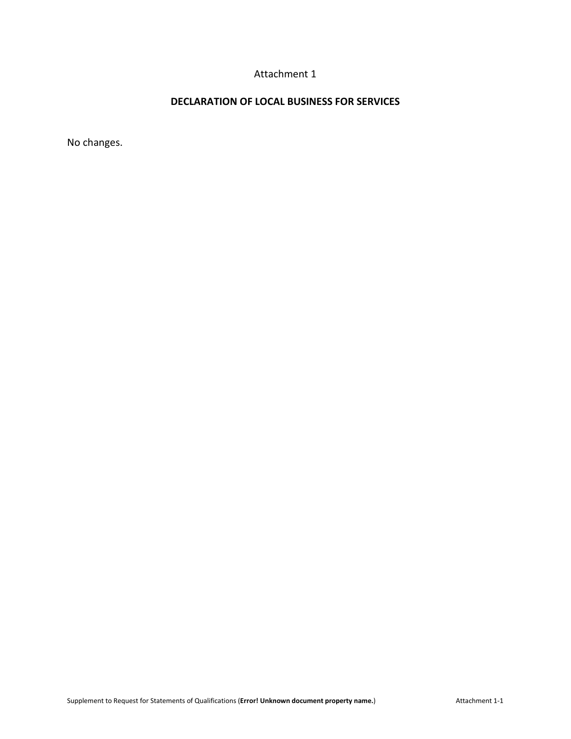Attachment 1

## DECLARATION OF LOCAL BUSINESS FOR SERVICES

No changes.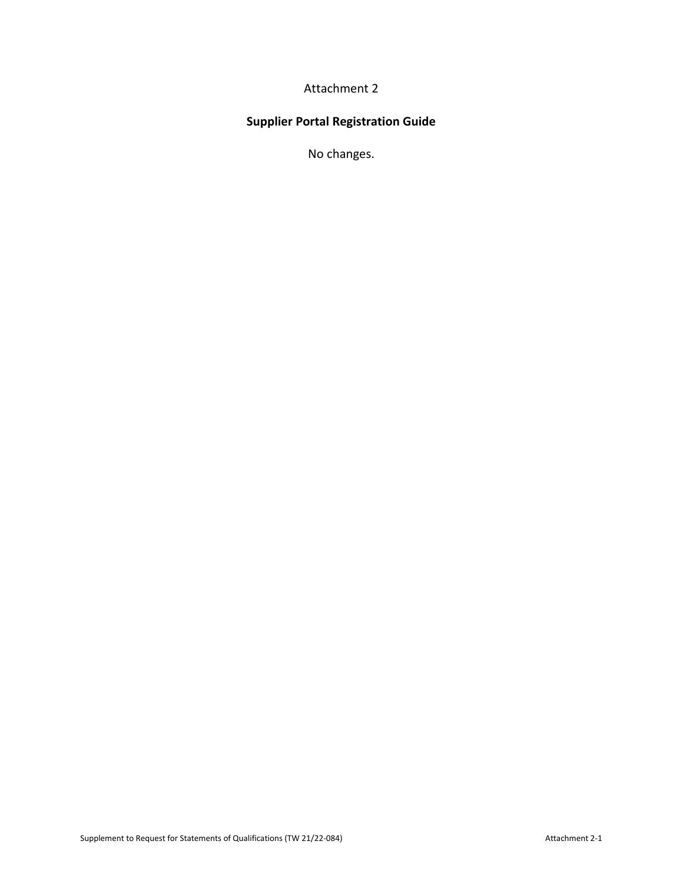Attachment 2

# Supplier Portal Registration Guide

No changes.